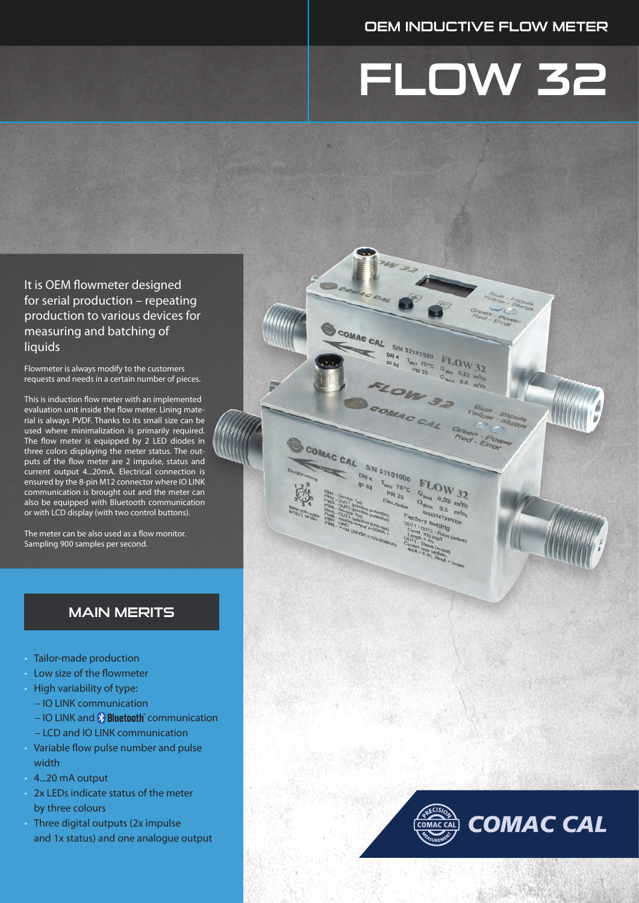OEM INDUCTIVE FLOW METER

# FLOW 32

## It is OEM flowmeter designed for serial production – repeating production to various devices for measuring and batching of liquids

Flowmeter is always modify to the customers requests and needs in a certain number of pieces.

This is induction flow meter with an implemented evaluation unit inside the flow meter. Lining material is always PVDF. Thanks to its small size can be used where minimalization is primarily required. The flow meter is equipped by 2 LED diodes in three colors displaying the meter status. The outputs of the meter are 2 impulse, status and current output 4...20mA. Electrical connection is ensured by the 8-pin M12 connector where IO LINK communication is brought out and the meter can also be equipped with Bluetooth communication or with LCD display (with two control buttons).

The meter can be also used as a flow monitor. Sampling 900 samples per second.

## MAIN MERITS

- Tailor-made production
- Low size of the flowmeter
- High variability of type:
  - – IO LINK communication
  - – IO LINK and Bluetooth communication
  - – LCD and IO LINK communication
- Variable flow pulse number and pulse width
- 4...20 mA output
- 2x LEDs indicate status of the meter by three colours
- Three digital outputs (2x impulse and 1x status) and one analogue output

COMAC CAL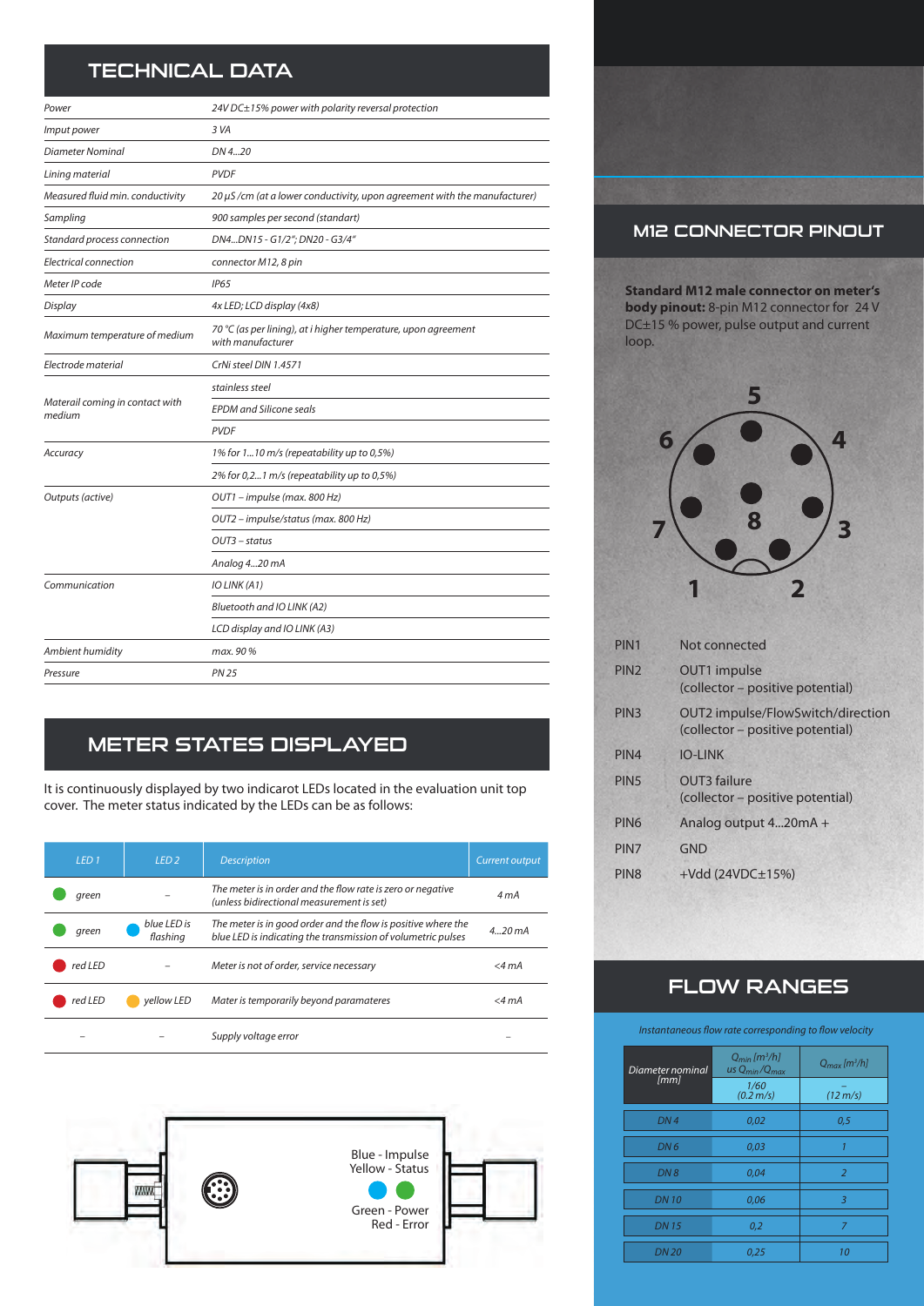# TECHNICAL DATA

| | |
|---|---|
| Power | 24V DC±15% power with polarity reversal protection |
| Imput power | 3 VA |
| Diameter Nominal | DN 4...20 |
| Lining material | PVDF |
| Measured fluid min. conductivity | 20 µS /cm (at a lower conductivity, upon agreement with the manufacturer) |
| Sampling | 900 samples per second (standart) |
| Standard process connection | DN4...DN15 - G1/2"; DN20 - G3/4" |
| Electrical connection | connector M12, 8 pin |
| Meter IP code | IP65 |
| Display | 4x LED; LCD display (4x8) |
| Maximum temperature of medium | 70 °C (as per lining), at i higher temperature, upon agreement with manufacturer |
| Electrode material | CrNi steel DIN 1.4571 |
| Matereial coming in contact with medium | stainless steel |
| | EPDM and Silicone seals |
| | PVDF |
| Accuracy | 1% for 1...10 m/s (repeatability up to 0,5%) |
| | 2% for 0,2...1 m/s (repeatability up to 0,5%) |
| Outputs (active) | OUT1 – impulse (max. 800 Hz) |
| | OUT2 – impulse/status (max. 800 Hz) |
| | OUT3 – status |
| | Analog 4...20 mA |
| Communication | IO LINK (A1) |
| | Bluetooth and IO LINK (A2) |
| | LCD display and IO LINK (A3) |
| Ambient humidity | max. 90 % |
| Pressure | PN 25 |

# METER STATES DISPLAYED

It is continuously displayed by two indicarot LEDs located in the evaluation unit top cover. The meter status indicated by the LEDs can be as follows:

| LED 1 | LED 2 | Description | Current output |
|---|---|---|---|
| green | – | The meter is in order and the flow rate is zero or negative (unless bidirectional measurement is set) | 4 mA |
| green | blue LED is flashing | The meter is in good order and the flow is positive where the blue LED is indicating the transmission of volumetric pulses | 4...20 mA |
| red LED | – | Meter is not of order, service necessary | <4 mA |
| red LED | yellow LED | Mater is temporarily beyond paramateres | <4 mA |
| – | – | Supply voltage error | – |

Blue - Impulse
Yellow - Status

Green - Power
Red - Error

# M12 CONNECTOR PINOUT

**Standard M12 male connector on meter's body pinout:** 8-pin M12 connector for 24 V DC±15 % power, pulse output and current loop.

| | |
|---|---|
| PIN1 | Not connected |
| PIN2 | OUT1 impulse (collector – positive potential) |
| PIN3 | OUT2 impulse/FlowSwitch/direction (collector – positive potential) |
| PIN4 | IO-LINK |
| PIN5 | OUT3 failure (collector – positive potential) |
| PIN6 | Analog output 4...20mA + |
| PIN7 | GND |
| PIN8 | +Vdd (24VDC±15%) |

# FLOW RANGES

*Instantaneous flow rate corresponding to flow velocity*

| Diameter nominal [mm] | $Q_{min}$ [m³/h] us $Q_{min}/Q_{max}$ | $Q_{max}$ [m³/h] |
|---|---|---|
| | 1/60 (0.2 m/s) | – (12 m/s) |
| DN 4 | 0,02 | 0,5 |
| DN 6 | 0,03 | 1 |
| DN 8 | 0,04 | 2 |
| DN 10 | 0,06 | 3 |
| DN 15 | 0,2 | 7 |
| DN 20 | 0,25 | 10 |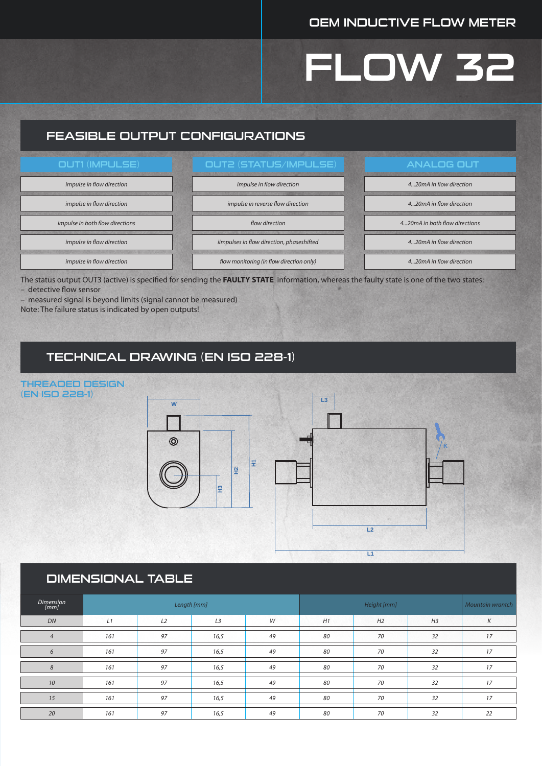OEM INDUCTIVE FLOW METER

# FLOW 32

## FEASIBLE OUTPUT CONFIGURATIONS

| OUT1 (IMPULSE) | OUT2 (STATUS/IMPULSE) | ANALOG OUT |
|---|---|---|
| *impulse in flow direction* | *impulse in flow direction* | *4...20mA in flow direction* |
| *impulse in flow direction* | *impulse in reverse flow direction* | *4...20mA in flow direction* |
| *impulse in both flow directions* | *flow direction* | *4...20mA in both flow directions* |
| *impulse in flow direction* | *iimpulses in flow direction, phaseshifted* | *4...20mA in flow direction* |
| *impulse in flow direction* | *flow monitoring (in flow direction only)* | *4...20mA in flow direction* |

The status output OUT3 (active) is specified for sending the **FAULTY STATE** information, whereas the faulty state is one of the two states:
- detective flow sensor
- measured signal is beyond limits (signal cannot be measured)

Note: The failure status is indicated by open outputs!

## TECHNICAL DRAWING (EN ISO 228-1)

### THREADED DESIGN (EN ISO 228-1)

## DIMENSIONAL TABLE

| *Dimension [mm]* | *Length [mm]* | | | | *Height [mm]* | | | *Mountain wrantch* |
|---|---|---|---|---|---|---|---|---|
| *DN* | *L1* | *L2* | *L3* | *W* | *H1* | *H2* | *H3* | *K* |
| *4* | *161* | *97* | *16,5* | *49* | *80* | *70* | *32* | *17* |
| *6* | *161* | *97* | *16,5* | *49* | *80* | *70* | *32* | *17* |
| *8* | *161* | *97* | *16,5* | *49* | *80* | *70* | *32* | *17* |
| *10* | *161* | *97* | *16,5* | *49* | *80* | *70* | *32* | *17* |
| *15* | *161* | *97* | *16,5* | *49* | *80* | *70* | *32* | *17* |
| *20* | *161* | *97* | *16,5* | *49* | *80* | *70* | *32* | *22* |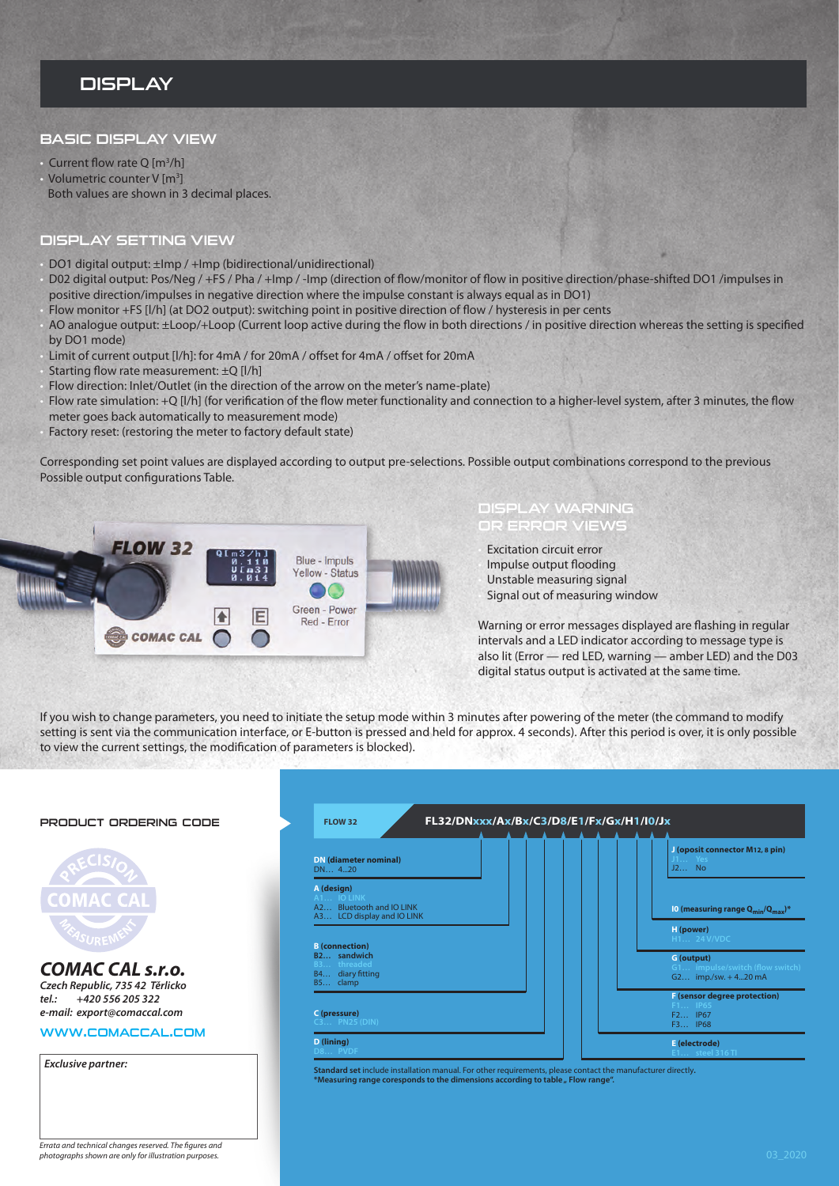# DISPLAY

## BASIC DISPLAY VIEW

- Current flow rate Q [m³/h]
- Volumetric counter V [m³]

Both values are shown in 3 decimal places.

## DISPLAY SETTING VIEW

- DO1 digital output: ±Imp / +Imp (bidirectional/unidirectional)
- D02 digital output: Pos/Neg / +FS / Pha / +Imp / -Imp (direction of flow/monitor of flow in positive direction/phase-shifted DO1 /impulses in positive direction/impulses in negative direction where the impulse constant is always equal as in DO1)
- Flow monitor +FS [l/h] (at DO2 output): switching point in positive direction of flow / hysteresis in per cents
- AO analogue output: ±Loop/+Loop (Current loop active during the flow in both directions / in positive direction whereas the setting is specified by DO1 mode)
- Limit of current output [l/h]: for 4mA / for 20mA / offset for 4mA / offset for 20mA
- Starting flow rate measurement: ±Q [l/h]
- Flow direction: Inlet/Outlet (in the direction of the arrow on the meter's name-plate)
- Flow rate simulation: +Q [l/h] (for verification of the flow meter functionality and connection to a higher-level system, after 3 minutes, the flow meter goes back automatically to measurement mode)
- Factory reset: (restoring the meter to factory default state)

Corresponding set point values are displayed according to output pre-selections. Possible output combinations correspond to the previous Possible output configurations Table.

FLOW 32
Q[m3/h] 0.110
V[m3] 0.014
Blue - Impuls
Yellow - Status
Green - Power
Red - Error
COMAC CAL

## DISPLAY WARNING OR ERROR VIEWS

- Excitation circuit error
- Impulse output flooding
- Unstable measuring signal
- Signal out of measuring window

Warning or error messages displayed are flashing in regular intervals and a LED indicator according to message type is also lit (Error — red LED, warning — amber LED) and the D03 digital status output is activated at the same time.

If you wish to change parameters, you need to initiate the setup mode within 3 minutes after powering of the meter (the command to modify setting is sent via the communication interface, or E-button is pressed and held for approx. 4 seconds). After this period is over, it is only possible to view the current settings, the modification of parameters is blocked).

## PRODUCT ORDERING CODE

PRECISION COMAC CAL MEASUREMENT

***COMAC CAL s.r.o.***

*Czech Republic, 735 42 Těrlicko*
*tel.: +420 556 205 322*
*e-mail: export@comaccal.com*

WWW.COMACCAL.COM

*Exclusive partner:*

*Errata and technical changes reserved. The figures and photographs shown are only for illustration purposes.*

**FLOW 32** — **FL32/DNxxx/Ax/Bx/C3/D8/E1/Fx/Gx/H1/I0/Jx**

**DN (diameter nominal)**
DN… 4...20

**A (design)**
A1… IO LINK
A2… Bluetooth and IO LINK
A3… LCD display and IO LINK

**B (connection)**
B2… sandwich
B3… threaded
B4… diary fitting
B5… clamp

**C (pressure)**
C3… PN25 (DIN)

**D (lining)**
D8… PVDF

**J (oposit connector M12, 8 pin)**
J1… Yes
J2… No

**I0 (measuring range $Q_{min}/Q_{max}$)***

**H (power)**
H1… 24 V/VDC

**G (output)**
G1… impulse/switch (flow switch)
G2… imp./sw. + 4...20 mA

**F (sensor degree protection)**
F1… IP65
F2… IP67
F3… IP68

**E (electrode)**
E1… steel 316 Ti

**Standard set** include installation manual. For other requirements, please contact the manufacturer directly.
**\*Measuring range coresponds to the dimensions according to table „ Flow range".**

03_2020